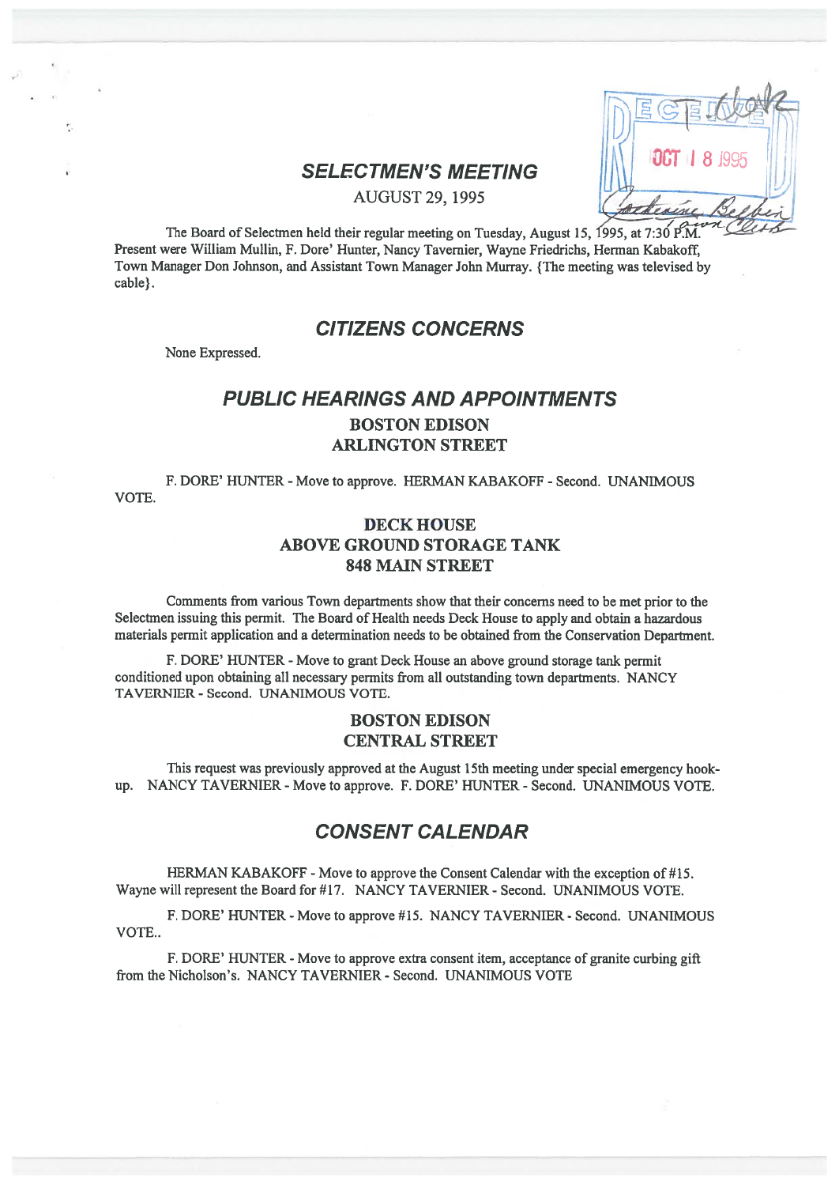# SELECTMEN'S MEETING

AUGUST 29, 1995

The Board of Selectmen held their regular meeting on Tuesday, August 15, 1995, at 7:30 P.M. Present were William Mullin, F. Dore' Hunter, Nancy Tavernier, Wayne Friedrichs, Herman Kabakoff, Town Manager Don Johnson, and Assistant Town Manager John Murray. {The meeting was televised by cable}.

## CITIZENS CONCERNS

None Expressed.

## PUBLIC HEARINGS AND APPOINTMENTS

### BOSTON EDISON
### ARLINGTON STREET

F. DORE' HUNTER - Move to approve. HERMAN KABAKOFF - Second. UNANIMOUS VOTE.

### DECK HOUSE
### ABOVE GROUND STORAGE TANK
### 848 MAIN STREET

Comments from various Town departments show that their concerns need to be met prior to the Selectmen issuing this permit. The Board of Health needs Deck House to apply and obtain a hazardous materials permit application and a determination needs to be obtained from the Conservation Department.

F. DORE' HUNTER - Move to grant Deck House an above ground storage tank permit conditioned upon obtaining all necessary permits from all outstanding town departments. NANCY TAVERNIER - Second. UNANIMOUS VOTE.

### BOSTON EDISON
### CENTRAL STREET

This request was previously approved at the August 15th meeting under special emergency hook-up. NANCY TAVERNIER - Move to approve. F. DORE' HUNTER - Second. UNANIMOUS VOTE.

## CONSENT CALENDAR

HERMAN KABAKOFF - Move to approve the Consent Calendar with the exception of #15. Wayne will represent the Board for #17. NANCY TAVERNIER - Second. UNANIMOUS VOTE.

F. DORE' HUNTER - Move to approve #15. NANCY TAVERNIER - Second. UNANIMOUS VOTE..

F. DORE' HUNTER - Move to approve extra consent item, acceptance of granite curbing gift from the Nicholson's. NANCY TAVERNIER - Second. UNANIMOUS VOTE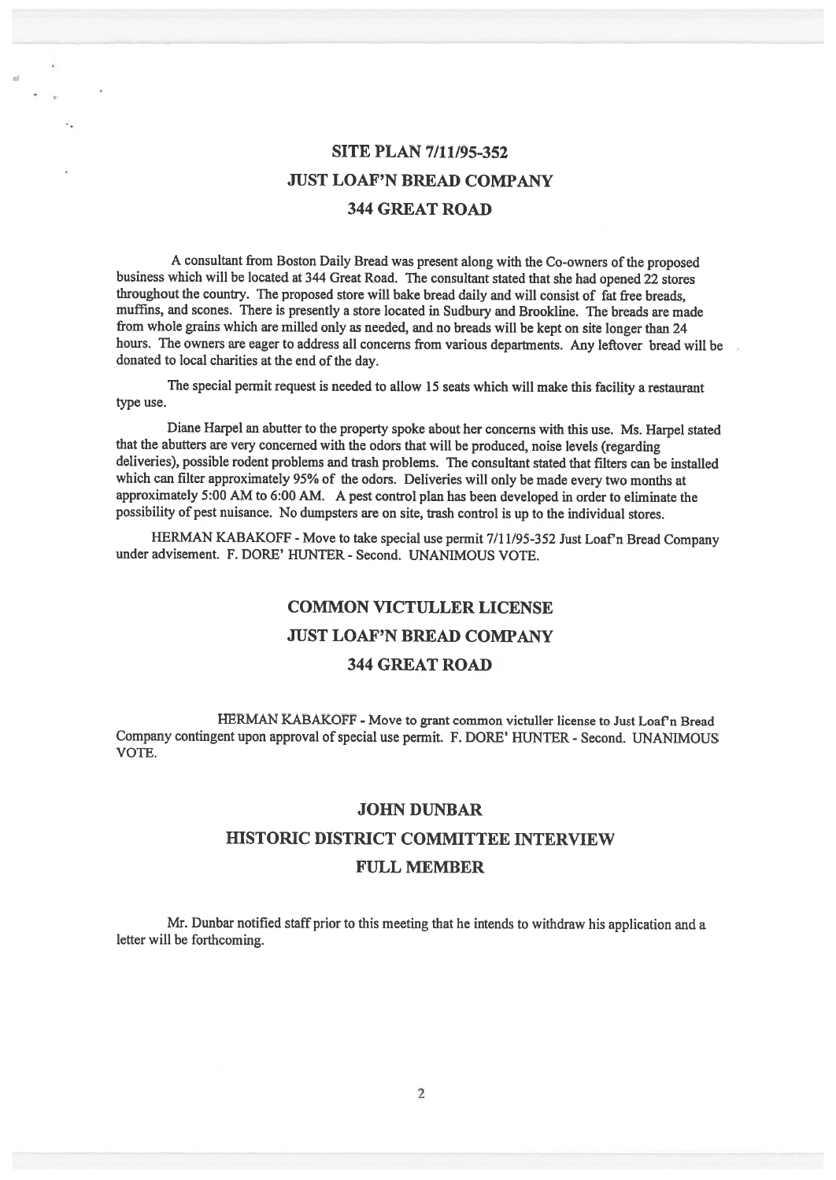## SITE PLAN 7/11/95-352
## JUST LOAF'N BREAD COMPANY
## 344 GREAT ROAD

A consultant from Boston Daily Bread was present along with the Co-owners of the proposed business which will be located at 344 Great Road. The consultant stated that she had opened 22 stores throughout the country. The proposed store will bake bread daily and will consist of fat free breads, muffins, and scones. There is presently a store located in Sudbury and Brookline. The breads are made from whole grains which are milled only as needed, and no breads will be kept on site longer than 24 hours. The owners are eager to address all concerns from various departments. Any leftover bread will be donated to local charities at the end of the day.

The special permit request is needed to allow 15 seats which will make this facility a restaurant type use.

Diane Harpel an abutter to the property spoke about her concerns with this use. Ms. Harpel stated that the abutters are very concerned with the odors that will be produced, noise levels (regarding deliveries), possible rodent problems and trash problems. The consultant stated that filters can be installed which can filter approximately 95% of the odors. Deliveries will only be made every two months at approximately 5:00 AM to 6:00 AM. A pest control plan has been developed in order to eliminate the possibility of pest nuisance. No dumpsters are on site, trash control is up to the individual stores.

HERMAN KABAKOFF - Move to take special use permit 7/11/95-352 Just Loaf'n Bread Company under advisement. F. DORE' HUNTER - Second. UNANIMOUS VOTE.

## COMMON VICTULLER LICENSE
## JUST LOAF'N BREAD COMPANY
## 344 GREAT ROAD

HERMAN KABAKOFF - Move to grant common victuller license to Just Loaf'n Bread Company contingent upon approval of special use permit. F. DORE' HUNTER - Second. UNANIMOUS VOTE.

## JOHN DUNBAR
## HISTORIC DISTRICT COMMITTEE INTERVIEW
## FULL MEMBER

Mr. Dunbar notified staff prior to this meeting that he intends to withdraw his application and a letter will be forthcoming.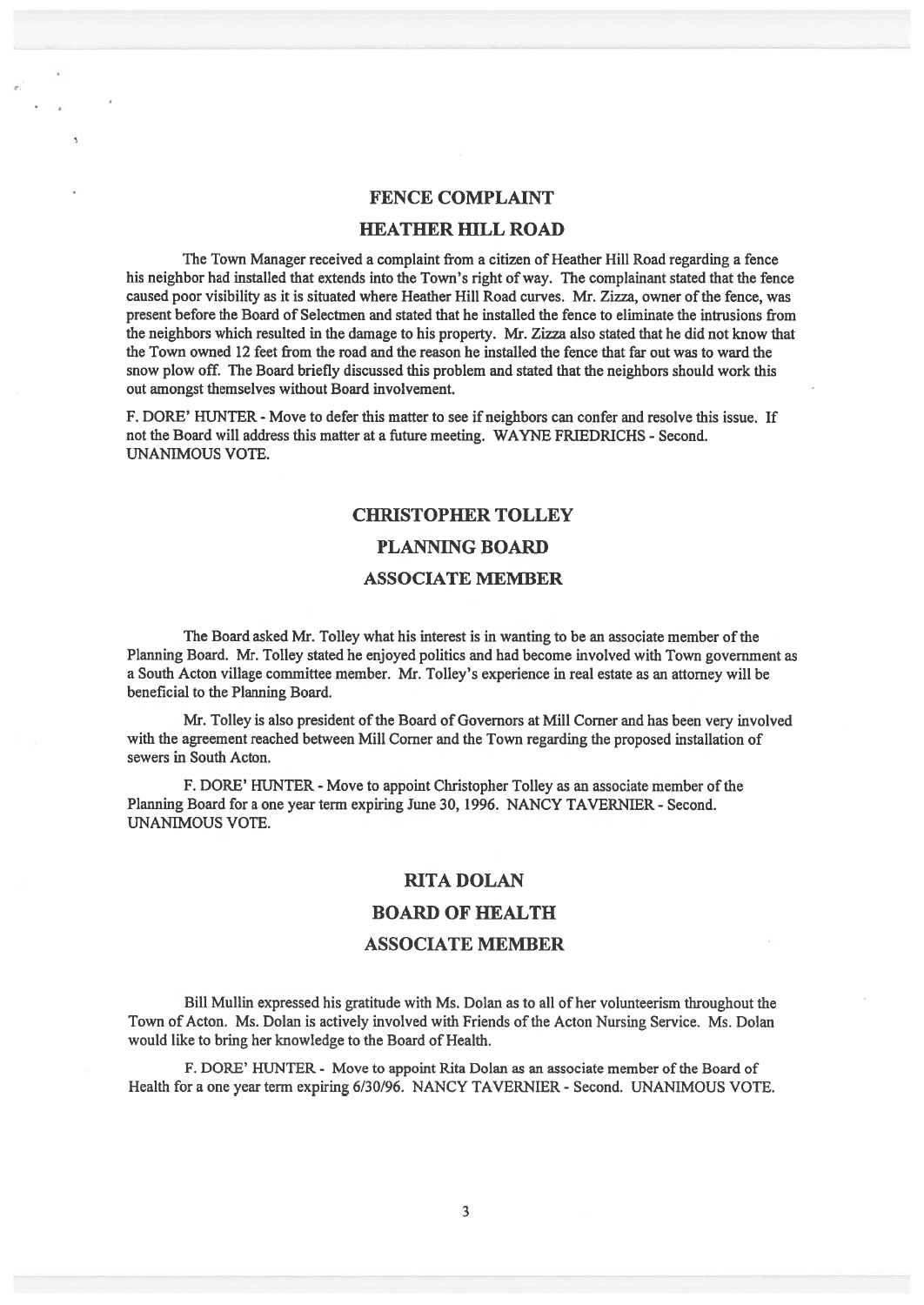## FENCE COMPLAINT

## HEATHER HILL ROAD

The Town Manager received a complaint from a citizen of Heather Hill Road regarding a fence his neighbor had installed that extends into the Town's right of way. The complainant stated that the fence caused poor visibility as it is situated where Heather Hill Road curves. Mr. Zizza, owner of the fence, was present before the Board of Selectmen and stated that he installed the fence to eliminate the intrusions from the neighbors which resulted in the damage to his property. Mr. Zizza also stated that he did not know that the Town owned 12 feet from the road and the reason he installed the fence that far out was to ward the snow plow off. The Board briefly discussed this problem and stated that the neighbors should work this out amongst themselves without Board involvement.

F. DORE' HUNTER - Move to defer this matter to see if neighbors can confer and resolve this issue. If not the Board will address this matter at a future meeting. WAYNE FRIEDRICHS - Second. UNANIMOUS VOTE.

## CHRISTOPHER TOLLEY

## PLANNING BOARD

## ASSOCIATE MEMBER

The Board asked Mr. Tolley what his interest is in wanting to be an associate member of the Planning Board. Mr. Tolley stated he enjoyed politics and had become involved with Town government as a South Acton village committee member. Mr. Tolley's experience in real estate as an attorney will be beneficial to the Planning Board.

Mr. Tolley is also president of the Board of Governors at Mill Corner and has been very involved with the agreement reached between Mill Corner and the Town regarding the proposed installation of sewers in South Acton.

F. DORE' HUNTER - Move to appoint Christopher Tolley as an associate member of the Planning Board for a one year term expiring June 30, 1996. NANCY TAVERNIER - Second. UNANIMOUS VOTE.

## RITA DOLAN

## BOARD OF HEALTH

## ASSOCIATE MEMBER

Bill Mullin expressed his gratitude with Ms. Dolan as to all of her volunteerism throughout the Town of Acton. Ms. Dolan is actively involved with Friends of the Acton Nursing Service. Ms. Dolan would like to bring her knowledge to the Board of Health.

F. DORE' HUNTER - Move to appoint Rita Dolan as an associate member of the Board of Health for a one year term expiring 6/30/96. NANCY TAVERNIER - Second. UNANIMOUS VOTE.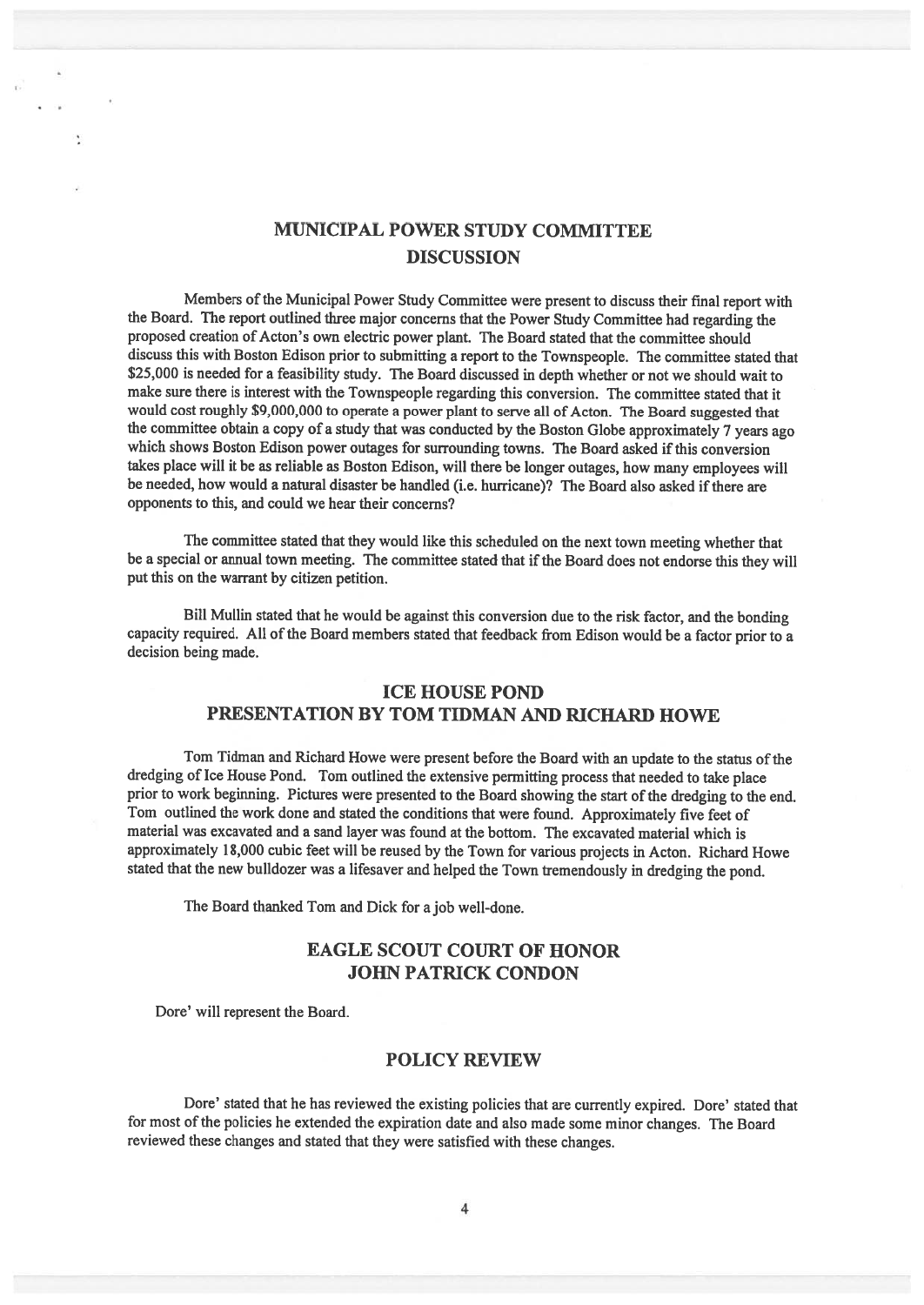## MUNICIPAL POWER STUDY COMMITTEE DISCUSSION

Members of the Municipal Power Study Committee were present to discuss their final report with the Board. The report outlined three major concerns that the Power Study Committee had regarding the proposed creation of Acton's own electric power plant. The Board stated that the committee should discuss this with Boston Edison prior to submitting a report to the Townspeople. The committee stated that $25,000 is needed for a feasibility study. The Board discussed in depth whether or not we should wait to make sure there is interest with the Townspeople regarding this conversion. The committee stated that it would cost roughly $9,000,000 to operate a power plant to serve all of Acton. The Board suggested that the committee obtain a copy of a study that was conducted by the Boston Globe approximately 7 years ago which shows Boston Edison power outages for surrounding towns. The Board asked if this conversion takes place will it be as reliable as Boston Edison, will there be longer outages, how many employees will be needed, how would a natural disaster be handled (i.e. hurricane)? The Board also asked if there are opponents to this, and could we hear their concerns?

The committee stated that they would like this scheduled on the next town meeting whether that be a special or annual town meeting. The committee stated that if the Board does not endorse this they will put this on the warrant by citizen petition.

Bill Mullin stated that he would be against this conversion due to the risk factor, and the bonding capacity required. All of the Board members stated that feedback from Edison would be a factor prior to a decision being made.

## ICE HOUSE POND PRESENTATION BY TOM TIDMAN AND RICHARD HOWE

Tom Tidman and Richard Howe were present before the Board with an update to the status of the dredging of Ice House Pond. Tom outlined the extensive permitting process that needed to take place prior to work beginning. Pictures were presented to the Board showing the start of the dredging to the end. Tom outlined the work done and stated the conditions that were found. Approximately five feet of material was excavated and a sand layer was found at the bottom. The excavated material which is approximately 18,000 cubic feet will be reused by the Town for various projects in Acton. Richard Howe stated that the new bulldozer was a lifesaver and helped the Town tremendously in dredging the pond.

The Board thanked Tom and Dick for a job well-done.

## EAGLE SCOUT COURT OF HONOR JOHN PATRICK CONDON

Dore' will represent the Board.

## POLICY REVIEW

Dore' stated that he has reviewed the existing policies that are currently expired. Dore' stated that for most of the policies he extended the expiration date and also made some minor changes. The Board reviewed these changes and stated that they were satisfied with these changes.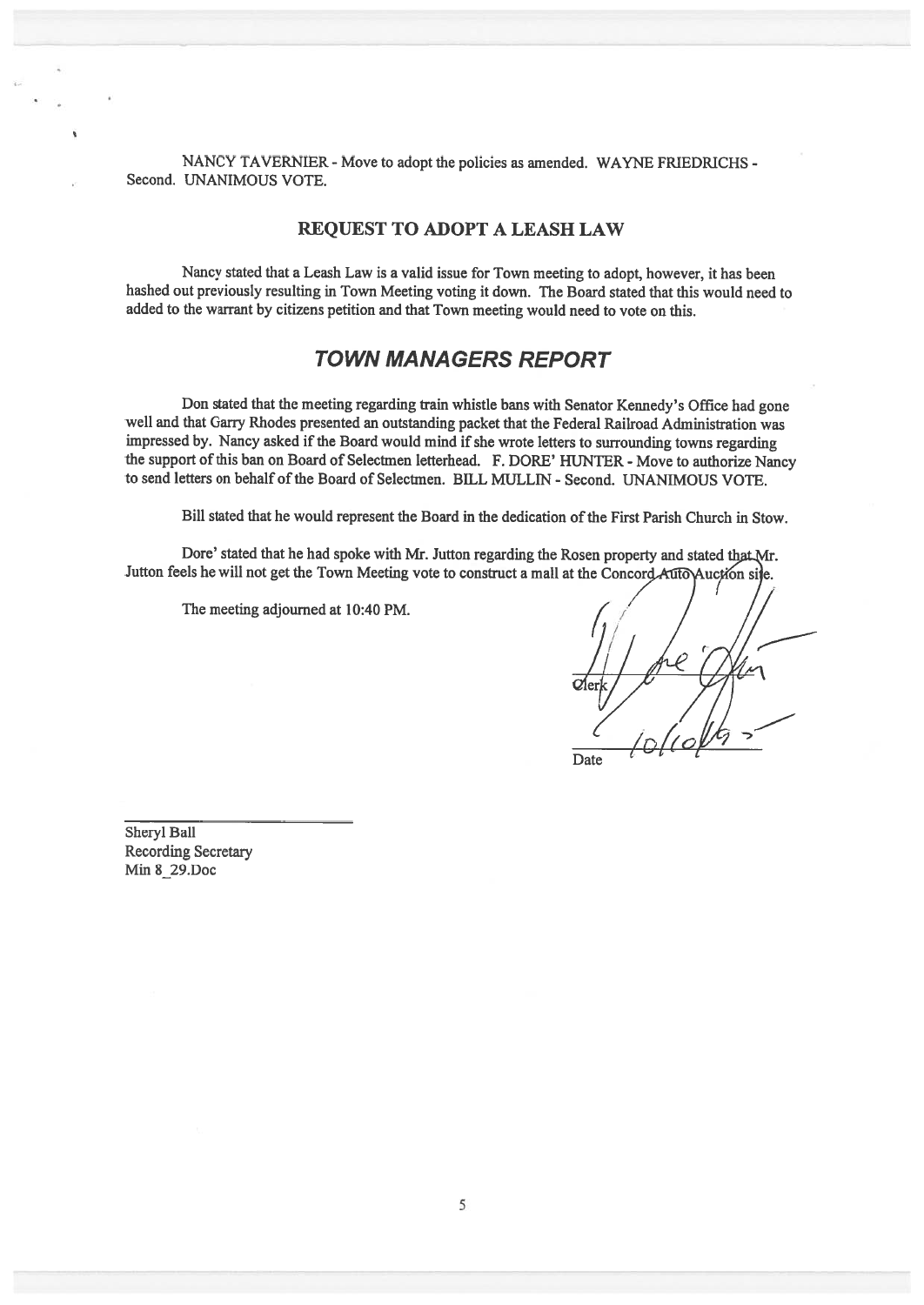NANCY TAVERNIER - Move to adopt the policies as amended. WAYNE FRIEDRICHS - Second. UNANIMOUS VOTE.

## REQUEST TO ADOPT A LEASH LAW

Nancy stated that a Leash Law is a valid issue for Town meeting to adopt, however, it has been hashed out previously resulting in Town Meeting voting it down. The Board stated that this would need to added to the warrant by citizens petition and that Town meeting would need to vote on this.

## *TOWN MANAGERS REPORT*

Don stated that the meeting regarding train whistle bans with Senator Kennedy's Office had gone well and that Garry Rhodes presented an outstanding packet that the Federal Railroad Administration was impressed by. Nancy asked if the Board would mind if she wrote letters to surrounding towns regarding the support of this ban on Board of Selectmen letterhead. F. DORE' HUNTER - Move to authorize Nancy to send letters on behalf of the Board of Selectmen. BILL MULLIN - Second. UNANIMOUS VOTE.

Bill stated that he would represent the Board in the dedication of the First Parish Church in Stow.

Dore' stated that he had spoke with Mr. Jutton regarding the Rosen property and stated that Mr. Jutton feels he will not get the Town Meeting vote to construct a mall at the Concord Auto Auction site.

The meeting adjourned at 10:40 PM.

Clerk

Date 10/10/95

Sheryl Ball
Recording Secretary
Min 8_29.Doc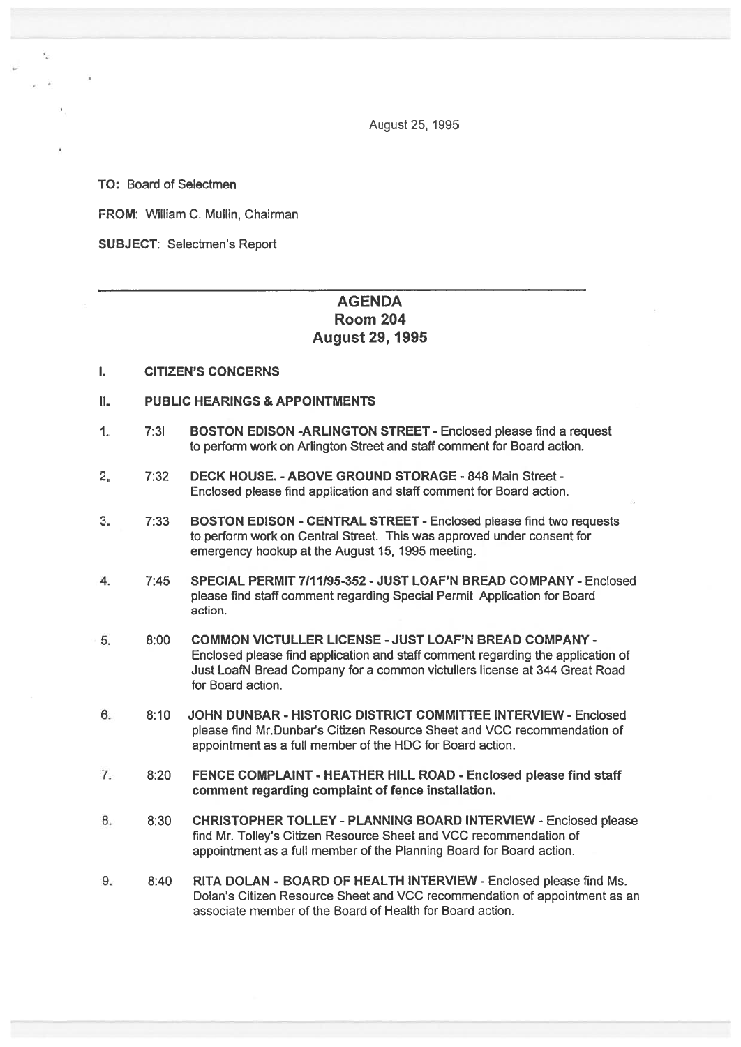August 25, 1995

**TO:** Board of Selectmen

**FROM:** William C. Mullin, Chairman

**SUBJECT:** Selectmen's Report

---

# AGENDA
## Room 204
## August 29, 1995

**I. CITIZEN'S CONCERNS**

**II. PUBLIC HEARINGS & APPOINTMENTS**

1. 7:31 **BOSTON EDISON -ARLINGTON STREET** - Enclosed please find a request to perform work on Arlington Street and staff comment for Board action.

2. 7:32 **DECK HOUSE. - ABOVE GROUND STORAGE** - 848 Main Street - Enclosed please find application and staff comment for Board action.

3. 7:33 **BOSTON EDISON - CENTRAL STREET** - Enclosed please find two requests to perform work on Central Street. This was approved under consent for emergency hookup at the August 15, 1995 meeting.

4. 7:45 **SPECIAL PERMIT 7/11/95-352 - JUST LOAF'N BREAD COMPANY** - Enclosed please find staff comment regarding Special Permit Application for Board action.

5. 8:00 **COMMON VICTULLER LICENSE - JUST LOAF'N BREAD COMPANY** - Enclosed please find application and staff comment regarding the application of Just LoafN Bread Company for a common victullers license at 344 Great Road for Board action.

6. 8:10 **JOHN DUNBAR - HISTORIC DISTRICT COMMITTEE INTERVIEW** - Enclosed please find Mr.Dunbar's Citizen Resource Sheet and VCC recommendation of appointment as a full member of the HDC for Board action.

7. 8:20 **FENCE COMPLAINT - HEATHER HILL ROAD - Enclosed please find staff comment regarding complaint of fence installation.**

8. 8:30 **CHRISTOPHER TOLLEY - PLANNING BOARD INTERVIEW** - Enclosed please find Mr. Tolley's Citizen Resource Sheet and VCC recommendation of appointment as a full member of the Planning Board for Board action.

9. 8:40 **RITA DOLAN - BOARD OF HEALTH INTERVIEW** - Enclosed please find Ms. Dolan's Citizen Resource Sheet and VCC recommendation of appointment as an associate member of the Board of Health for Board action.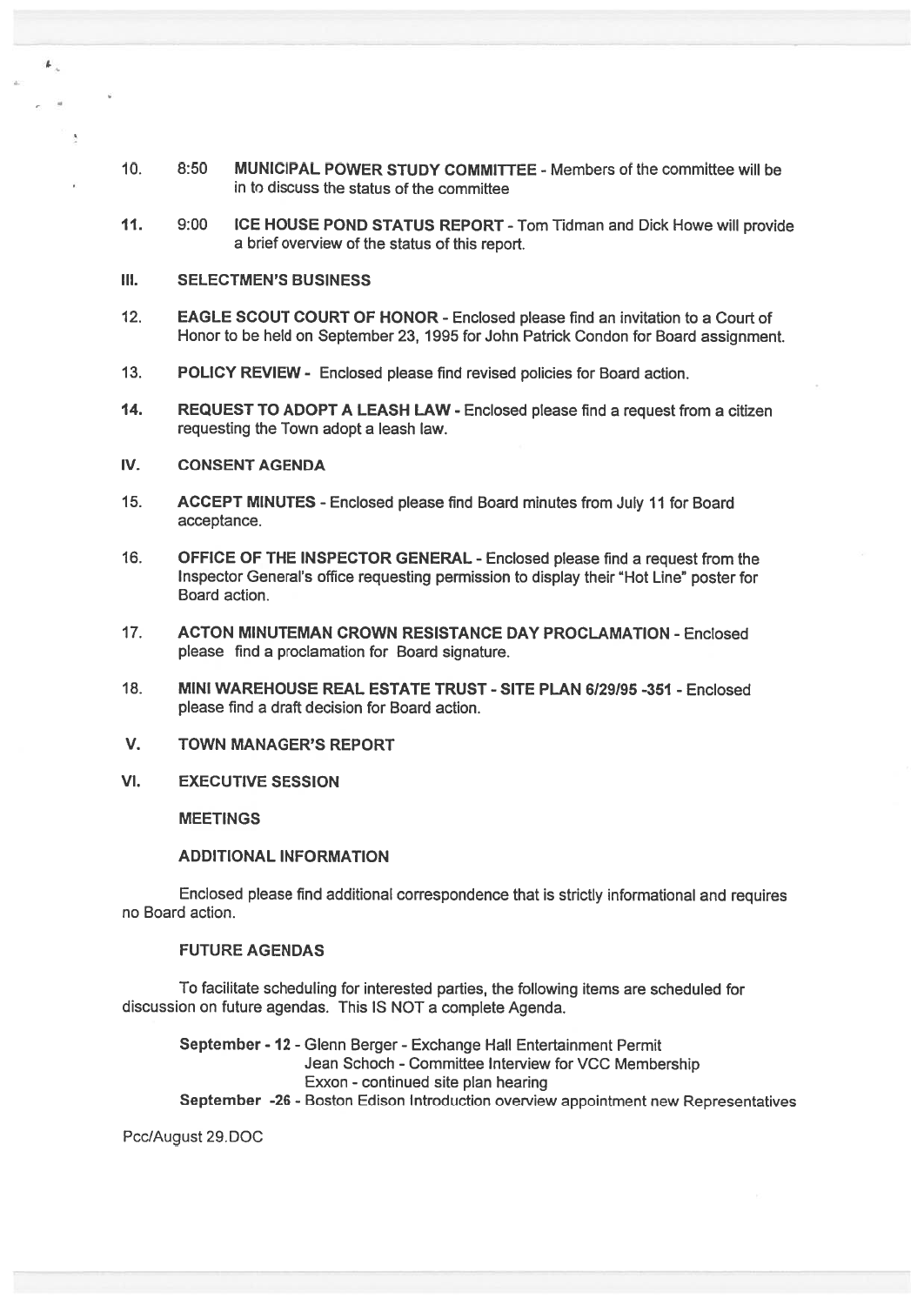10. 8:50 **MUNICIPAL POWER STUDY COMMITTEE** - Members of the committee will be in to discuss the status of the committee

11. 9:00 **ICE HOUSE POND STATUS REPORT** - Tom Tidman and Dick Howe will provide a brief overview of the status of this report.

## III. SELECTMEN'S BUSINESS

12. **EAGLE SCOUT COURT OF HONOR** - Enclosed please find an invitation to a Court of Honor to be held on September 23, 1995 for John Patrick Condon for Board assignment.

13. **POLICY REVIEW** - Enclosed please find revised policies for Board action.

14. **REQUEST TO ADOPT A LEASH LAW** - Enclosed please find a request from a citizen requesting the Town adopt a leash law.

## IV. CONSENT AGENDA

15. **ACCEPT MINUTES** - Enclosed please find Board minutes from July 11 for Board acceptance.

16. **OFFICE OF THE INSPECTOR GENERAL** - Enclosed please find a request from the Inspector General's office requesting permission to display their "Hot Line" poster for Board action.

17. **ACTON MINUTEMAN CROWN RESISTANCE DAY PROCLAMATION** - Enclosed please find a proclamation for Board signature.

18. **MINI WAREHOUSE REAL ESTATE TRUST - SITE PLAN 6/29/95 -351** - Enclosed please find a draft decision for Board action.

## V. TOWN MANAGER'S REPORT

## VI. EXECUTIVE SESSION

**MEETINGS**

**ADDITIONAL INFORMATION**

Enclosed please find additional correspondence that is strictly informational and requires no Board action.

**FUTURE AGENDAS**

To facilitate scheduling for interested parties, the following items are scheduled for discussion on future agendas. This IS NOT a complete Agenda.

**September - 12** - Glenn Berger - Exchange Hall Entertainment Permit
Jean Schoch - Committee Interview for VCC Membership
Exxon - continued site plan hearing

**September -26** - Boston Edison Introduction overview appointment new Representatives

Pcc/August 29.DOC